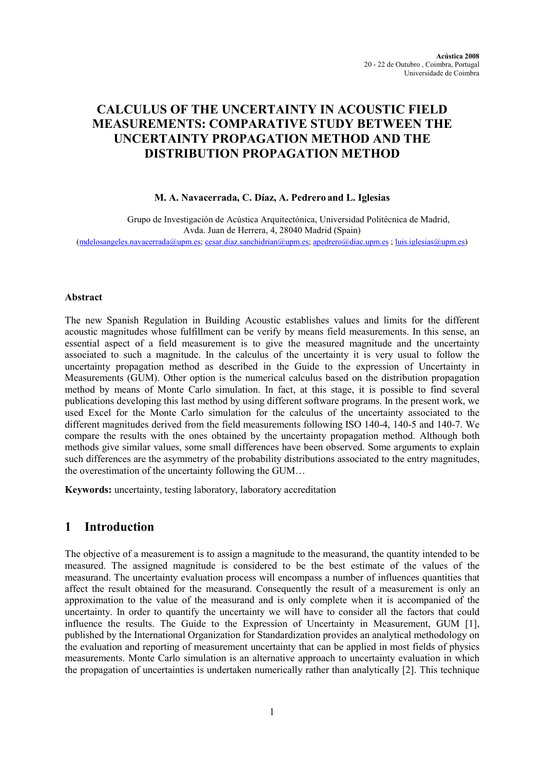# CALCULUS OF THE UNCERTAINTY IN ACOUSTIC FIELD MEASUREMENTS: COMPARATIVE STUDY BETWEEN THE UNCERTAINTY PROPAGATION METHOD AND THE DISTRIBUTION PROPAGATION METHOD

**M. A. Navacerrada, C. Díaz, A. Pedrero and L. Iglesias**

Grupo de Investigación de Acústica Arquitectónica, Universidad Politécnica de Madrid, Avda. Juan de Herrera, 4, 28040 Madrid (Spain)
(mdelosangeles.navacerrada@upm.es; cesar.diaz.sanchidrian@upm.es; apedrero@diac.upm.es ; luis.iglesias@upm.es)

### Abstract

The new Spanish Regulation in Building Acoustic establishes values and limits for the different acoustic magnitudes whose fulfillment can be verify by means field measurements. In this sense, an essential aspect of a field measurement is to give the measured magnitude and the uncertainty associated to such a magnitude. In the calculus of the uncertainty it is very usual to follow the uncertainty propagation method as described in the Guide to the expression of Uncertainty in Measurements (GUM). Other option is the numerical calculus based on the distribution propagation method by means of Monte Carlo simulation. In fact, at this stage, it is possible to find several publications developing this last method by using different software programs. In the present work, we used Excel for the Monte Carlo simulation for the calculus of the uncertainty associated to the different magnitudes derived from the field measurements following ISO 140-4, 140-5 and 140-7. We compare the results with the ones obtained by the uncertainty propagation method. Although both methods give similar values, some small differences have been observed. Some arguments to explain such differences are the asymmetry of the probability distributions associated to the entry magnitudes, the overestimation of the uncertainty following the GUM…

**Keywords:** uncertainty, testing laboratory, laboratory accreditation

## 1 Introduction

The objective of a measurement is to assign a magnitude to the measurand, the quantity intended to be measured. The assigned magnitude is considered to be the best estimate of the values of the measurand. The uncertainty evaluation process will encompass a number of influences quantities that affect the result obtained for the measurand. Consequently the result of a measurement is only an approximation to the value of the measurand and is only complete when it is accompanied of the uncertainty. In order to quantify the uncertainty we will have to consider all the factors that could influence the results. The Guide to the Expression of Uncertainty in Measurement, GUM [1], published by the International Organization for Standardization provides an analytical methodology on the evaluation and reporting of measurement uncertainty that can be applied in most fields of physics measurements. Monte Carlo simulation is an alternative approach to uncertainty evaluation in which the propagation of uncertainties is undertaken numerically rather than analytically [2]. This technique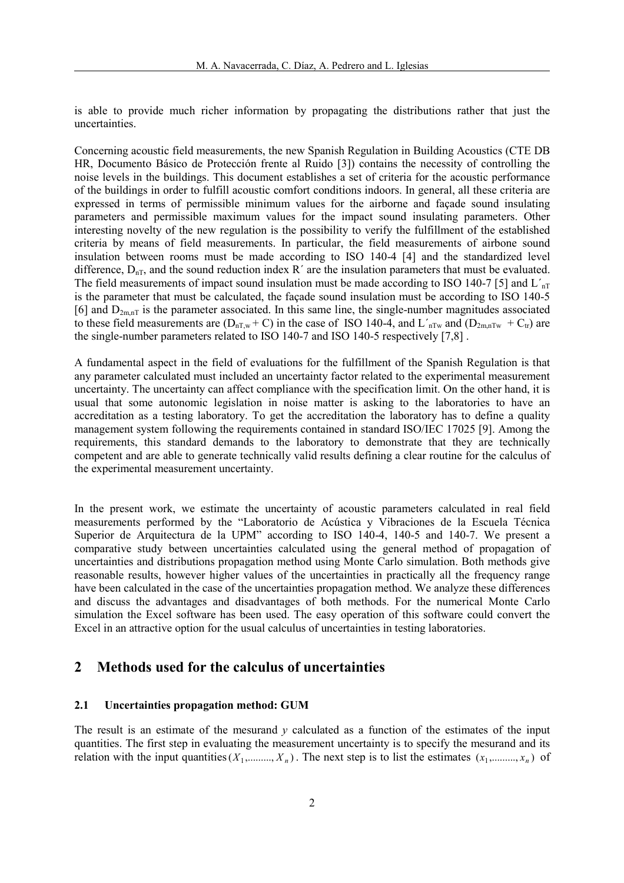is able to provide much richer information by propagating the distributions rather that just the uncertainties.

Concerning acoustic field measurements, the new Spanish Regulation in Building Acoustics (CTE DB HR, Documento Básico de Protección frente al Ruido [3]) contains the necessity of controlling the noise levels in the buildings. This document establishes a set of criteria for the acoustic performance of the buildings in order to fulfill acoustic comfort conditions indoors. In general, all these criteria are expressed in terms of permissible minimum values for the airborne and façade sound insulating parameters and permissible maximum values for the impact sound insulating parameters. Other interesting novelty of the new regulation is the possibility to verify the fulfillment of the established criteria by means of field measurements. In particular, the field measurements of airbone sound insulation between rooms must be made according to ISO 140-4 [4] and the standardized level difference, $D_{nT}$, and the sound reduction index R´ are the insulation parameters that must be evaluated. The field measurements of impact sound insulation must be made according to ISO 140-7 [5] and $L'_{nT}$ is the parameter that must be calculated, the façade sound insulation must be according to ISO 140-5 [6] and $D_{2m,nT}$ is the parameter associated. In this same line, the single-number magnitudes associated to these field measurements are ($D_{nT,w}$ + C) in the case of ISO 140-4, and $L'_{nTw}$ and ($D_{2m,nTw}$ + $C_{tr}$) are the single-number parameters related to ISO 140-7 and ISO 140-5 respectively [7,8] .

A fundamental aspect in the field of evaluations for the fulfillment of the Spanish Regulation is that any parameter calculated must included an uncertainty factor related to the experimental measurement uncertainty. The uncertainty can affect compliance with the specification limit. On the other hand, it is usual that some autonomic legislation in noise matter is asking to the laboratories to have an accreditation as a testing laboratory. To get the accreditation the laboratory has to define a quality management system following the requirements contained in standard ISO/IEC 17025 [9]. Among the requirements, this standard demands to the laboratory to demonstrate that they are technically competent and are able to generate technically valid results defining a clear routine for the calculus of the experimental measurement uncertainty.

In the present work, we estimate the uncertainty of acoustic parameters calculated in real field measurements performed by the "Laboratorio de Acústica y Vibraciones de la Escuela Técnica Superior de Arquitectura de la UPM" according to ISO 140-4, 140-5 and 140-7. We present a comparative study between uncertainties calculated using the general method of propagation of uncertainties and distributions propagation method using Monte Carlo simulation. Both methods give reasonable results, however higher values of the uncertainties in practically all the frequency range have been calculated in the case of the uncertainties propagation method. We analyze these differences and discuss the advantages and disadvantages of both methods. For the numerical Monte Carlo simulation the Excel software has been used. The easy operation of this software could convert the Excel in an attractive option for the usual calculus of uncertainties in testing laboratories.

## 2 Methods used for the calculus of uncertainties

### 2.1 Uncertainties propagation method: GUM

The result is an estimate of the mesurand $y$ calculated as a function of the estimates of the input quantities. The first step in evaluating the measurement uncertainty is to specify the mesurand and its relation with the input quantities $(X_1,\ldots\ldots\ldots,X_n)$. The next step is to list the estimates $(x_1,\ldots\ldots\ldots,x_n)$ of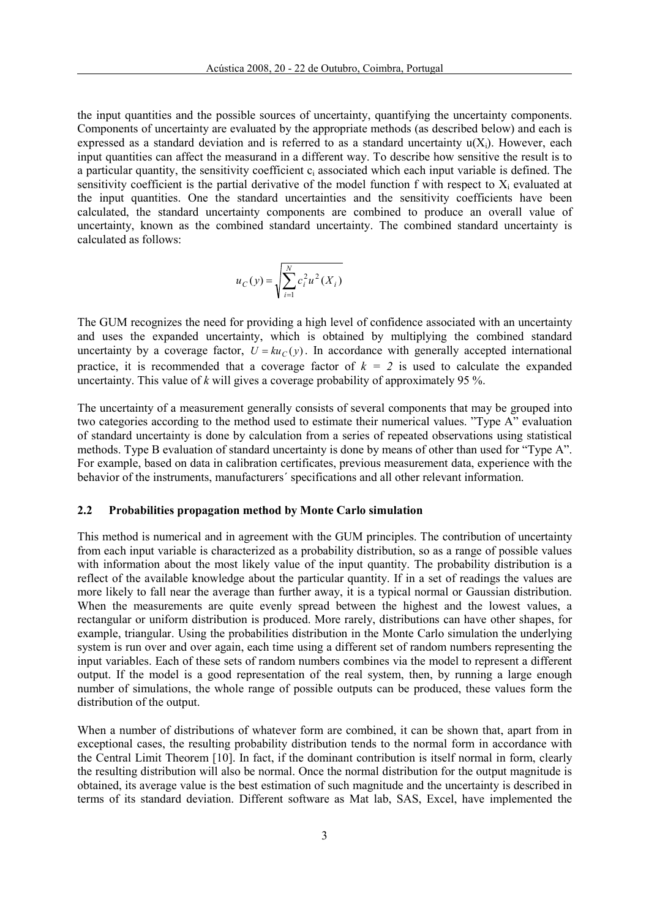the input quantities and the possible sources of uncertainty, quantifying the uncertainty components. Components of uncertainty are evaluated by the appropriate methods (as described below) and each is expressed as a standard deviation and is referred to as a standard uncertainty $u(X_i)$. However, each input quantities can affect the measurand in a different way. To describe how sensitive the result is to a particular quantity, the sensitivity coefficient $c_i$ associated which each input variable is defined. The sensitivity coefficient is the partial derivative of the model function f with respect to $X_i$ evaluated at the input quantities. One the standard uncertainties and the sensitivity coefficients have been calculated, the standard uncertainty components are combined to produce an overall value of uncertainty, known as the combined standard uncertainty. The combined standard uncertainty is calculated as follows:

$$u_C(y) = \sqrt{\sum_{i=1}^{N} c_i^2 u^2(X_i)}$$

The GUM recognizes the need for providing a high level of confidence associated with an uncertainty and uses the expanded uncertainty, which is obtained by multiplying the combined standard uncertainty by a coverage factor, $U = ku_C(y)$. In accordance with generally accepted international practice, it is recommended that a coverage factor of $k = 2$ is used to calculate the expanded uncertainty. This value of $k$ will gives a coverage probability of approximately 95 %.

The uncertainty of a measurement generally consists of several components that may be grouped into two categories according to the method used to estimate their numerical values. "Type A" evaluation of standard uncertainty is done by calculation from a series of repeated observations using statistical methods. Type B evaluation of standard uncertainty is done by means of other than used for "Type A". For example, based on data in calibration certificates, previous measurement data, experience with the behavior of the instruments, manufacturers´ specifications and all other relevant information.

### 2.2 Probabilities propagation method by Monte Carlo simulation

This method is numerical and in agreement with the GUM principles. The contribution of uncertainty from each input variable is characterized as a probability distribution, so as a range of possible values with information about the most likely value of the input quantity. The probability distribution is a reflect of the available knowledge about the particular quantity. If in a set of readings the values are more likely to fall near the average than further away, it is a typical normal or Gaussian distribution. When the measurements are quite evenly spread between the highest and the lowest values, a rectangular or uniform distribution is produced. More rarely, distributions can have other shapes, for example, triangular. Using the probabilities distribution in the Monte Carlo simulation the underlying system is run over and over again, each time using a different set of random numbers representing the input variables. Each of these sets of random numbers combines via the model to represent a different output. If the model is a good representation of the real system, then, by running a large enough number of simulations, the whole range of possible outputs can be produced, these values form the distribution of the output.

When a number of distributions of whatever form are combined, it can be shown that, apart from in exceptional cases, the resulting probability distribution tends to the normal form in accordance with the Central Limit Theorem [10]. In fact, if the dominant contribution is itself normal in form, clearly the resulting distribution will also be normal. Once the normal distribution for the output magnitude is obtained, its average value is the best estimation of such magnitude and the uncertainty is described in terms of its standard deviation. Different software as Mat lab, SAS, Excel, have implemented the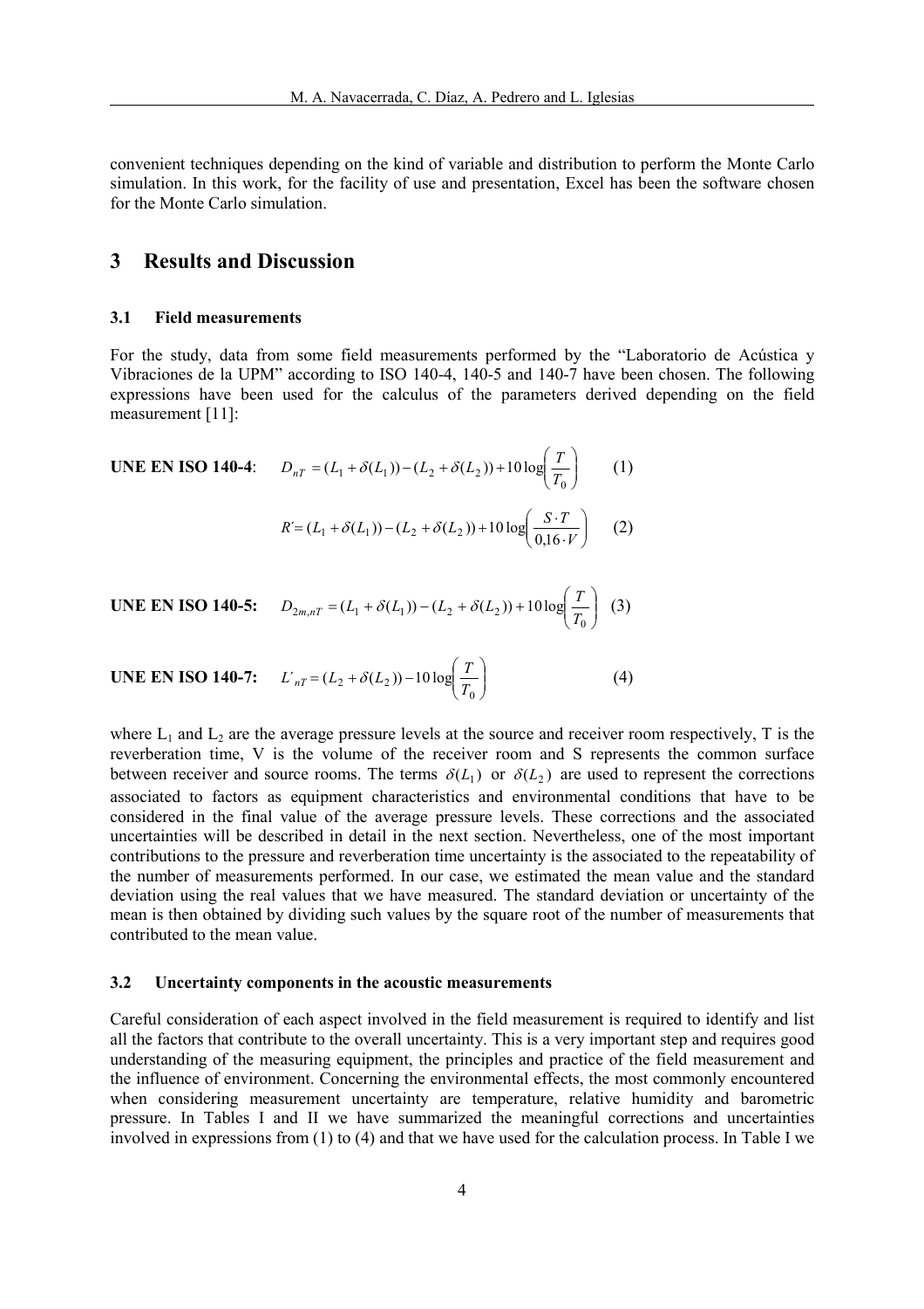convenient techniques depending on the kind of variable and distribution to perform the Monte Carlo simulation. In this work, for the facility of use and presentation, Excel has been the software chosen for the Monte Carlo simulation.

## 3 Results and Discussion

### 3.1 Field measurements

For the study, data from some field measurements performed by the "Laboratorio de Acústica y Vibraciones de la UPM" according to ISO 140-4, 140-5 and 140-7 have been chosen. The following expressions have been used for the calculus of the parameters derived depending on the field measurement [11]:

**UNE EN ISO 140-4**:

$$D_{nT} = (L_1 + \delta(L_1)) - (L_2 + \delta(L_2)) + 10\log\left(\frac{T}{T_0}\right) \qquad (1)$$

$$R' = (L_1 + \delta(L_1)) - (L_2 + \delta(L_2)) + 10\log\left(\frac{S \cdot T}{0{,}16 \cdot V}\right) \qquad (2)$$

**UNE EN ISO 140-5:**

$$D_{2m,nT} = (L_1 + \delta(L_1)) - (L_2 + \delta(L_2)) + 10\log\left(\frac{T}{T_0}\right) \qquad (3)$$

**UNE EN ISO 140-7:**

$$L'_{nT} = (L_2 + \delta(L_2)) - 10\log\left(\frac{T}{T_0}\right) \qquad (4)$$

where $L_1$ and $L_2$ are the average pressure levels at the source and receiver room respectively, T is the reverberation time, V is the volume of the receiver room and S represents the common surface between receiver and source rooms. The terms $\delta(L_1)$ or $\delta(L_2)$ are used to represent the corrections associated to factors as equipment characteristics and environmental conditions that have to be considered in the final value of the average pressure levels. These corrections and the associated uncertainties will be described in detail in the next section. Nevertheless, one of the most important contributions to the pressure and reverberation time uncertainty is the associated to the repeatability of the number of measurements performed. In our case, we estimated the mean value and the standard deviation using the real values that we have measured. The standard deviation or uncertainty of the mean is then obtained by dividing such values by the square root of the number of measurements that contributed to the mean value.

### 3.2 Uncertainty components in the acoustic measurements

Careful consideration of each aspect involved in the field measurement is required to identify and list all the factors that contribute to the overall uncertainty. This is a very important step and requires good understanding of the measuring equipment, the principles and practice of the field measurement and the influence of environment. Concerning the environmental effects, the most commonly encountered when considering measurement uncertainty are temperature, relative humidity and barometric pressure. In Tables I and II we have summarized the meaningful corrections and uncertainties involved in expressions from (1) to (4) and that we have used for the calculation process. In Table I we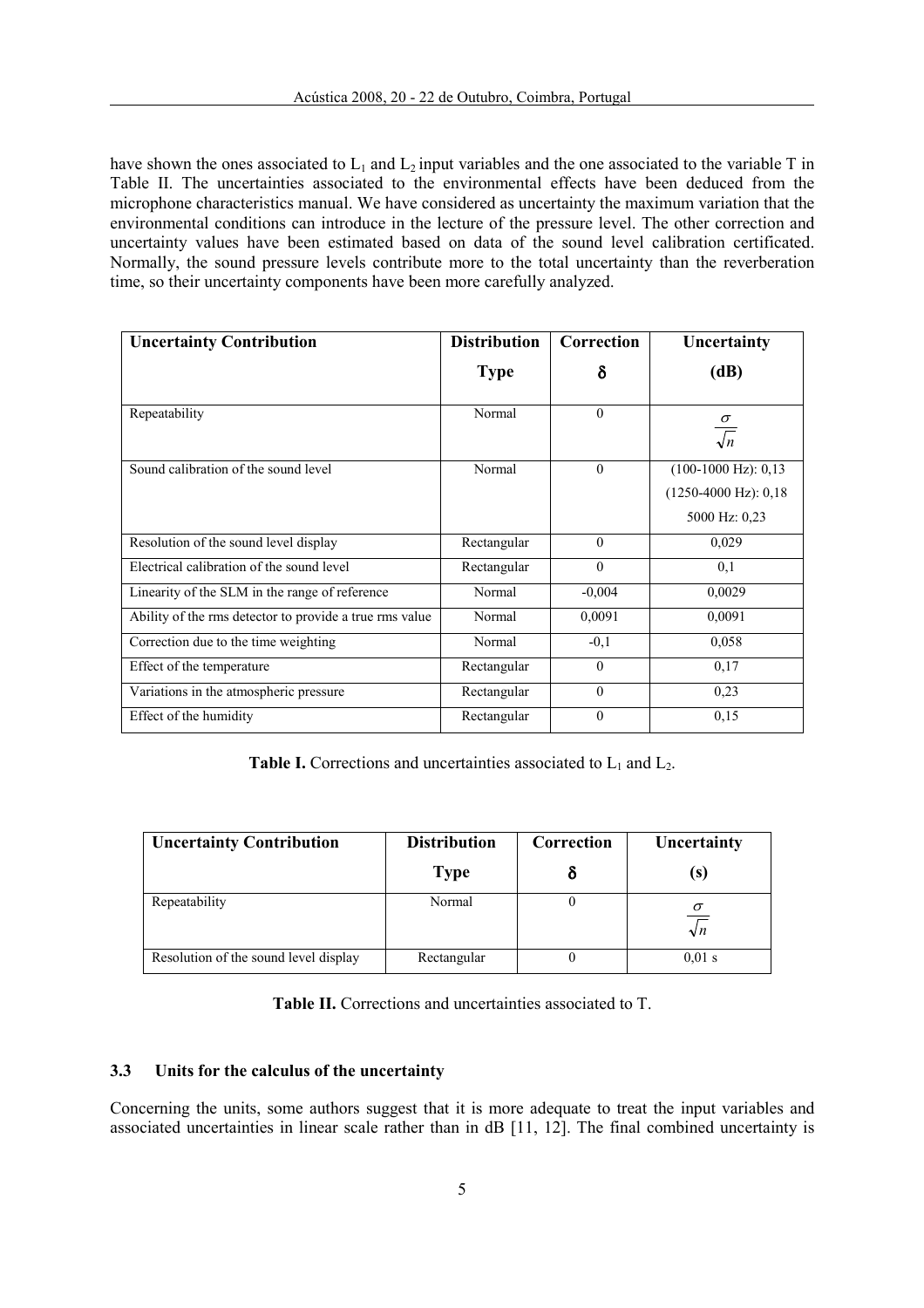have shown the ones associated to $L_1$ and $L_2$ input variables and the one associated to the variable T in Table II. The uncertainties associated to the environmental effects have been deduced from the microphone characteristics manual. We have considered as uncertainty the maximum variation that the environmental conditions can introduce in the lecture of the pressure level. The other correction and uncertainty values have been estimated based on data of the sound level calibration certificated. Normally, the sound pressure levels contribute more to the total uncertainty than the reverberation time, so their uncertainty components have been more carefully analyzed.

| **Uncertainty Contribution** | **Distribution Type** | **Correction $\delta$** | **Uncertainty (dB)** |
|---|---|---|---|
| Repeatability | Normal | 0 | $\frac{\sigma}{\sqrt{n}}$ |
| Sound calibration of the sound level | Normal | 0 | (100-1000 Hz): 0,13<br>(1250-4000 Hz): 0,18<br>5000 Hz: 0,23 |
| Resolution of the sound level display | Rectangular | 0 | 0,029 |
| Electrical calibration of the sound level | Rectangular | 0 | 0,1 |
| Linearity of the SLM in the range of reference | Normal | -0,004 | 0,0029 |
| Ability of the rms detector to provide a true rms value | Normal | 0,0091 | 0,0091 |
| Correction due to the time weighting | Normal | -0,1 | 0,058 |
| Effect of the temperature | Rectangular | 0 | 0,17 |
| Variations in the atmospheric pressure | Rectangular | 0 | 0,23 |
| Effect of the humidity | Rectangular | 0 | 0,15 |

**Table I.** Corrections and uncertainties associated to $L_1$ and $L_2$.

| **Uncertainty Contribution** | **Distribution Type** | **Correction $\delta$** | **Uncertainty (s)** |
|---|---|---|---|
| Repeatability | Normal | 0 | $\frac{\sigma}{\sqrt{n}}$ |
| Resolution of the sound level display | Rectangular | 0 | 0,01 s |

**Table II.** Corrections and uncertainties associated to T.

### 3.3 Units for the calculus of the uncertainty

Concerning the units, some authors suggest that it is more adequate to treat the input variables and associated uncertainties in linear scale rather than in dB [11, 12]. The final combined uncertainty is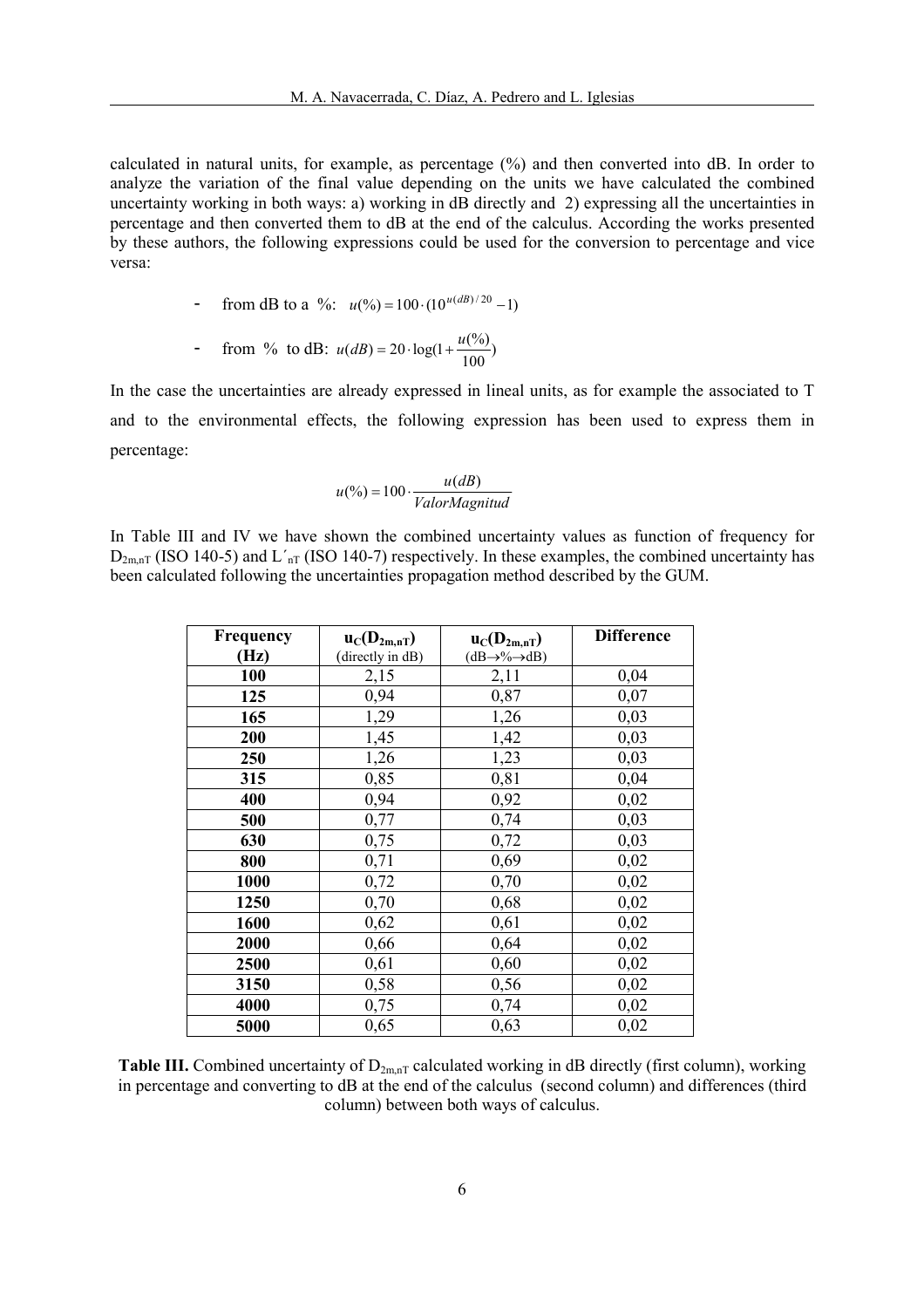calculated in natural units, for example, as percentage (%) and then converted into dB. In order to analyze the variation of the final value depending on the units we have calculated the combined uncertainty working in both ways: a) working in dB directly and 2) expressing all the uncertainties in percentage and then converted them to dB at the end of the calculus. According the works presented by these authors, the following expressions could be used for the conversion to percentage and vice versa:

- from dB to a %: $u(\%) = 100 \cdot (10^{u(dB)/20} - 1)$
- from % to dB: $u(dB) = 20 \cdot \log(1 + \frac{u(\%)}{100})$

In the case the uncertainties are already expressed in lineal units, as for example the associated to T and to the environmental effects, the following expression has been used to express them in percentage:

$$u(\%) = 100 \cdot \frac{u(dB)}{ValorMagnitud}$$

In Table III and IV we have shown the combined uncertainty values as function of frequency for $D_{2m,nT}$ (ISO 140-5) and $L'_{nT}$ (ISO 140-7) respectively. In these examples, the combined uncertainty has been calculated following the uncertainties propagation method described by the GUM.

| Frequency (Hz) | $u_C(D_{2m,nT})$ (directly in dB) | $u_C(D_{2m,nT})$ (dB→%→dB) | Difference |
|---|---|---|---|
| 100 | 2,15 | 2,11 | 0,04 |
| 125 | 0,94 | 0,87 | 0,07 |
| 165 | 1,29 | 1,26 | 0,03 |
| 200 | 1,45 | 1,42 | 0,03 |
| 250 | 1,26 | 1,23 | 0,03 |
| 315 | 0,85 | 0,81 | 0,04 |
| 400 | 0,94 | 0,92 | 0,02 |
| 500 | 0,77 | 0,74 | 0,03 |
| 630 | 0,75 | 0,72 | 0,03 |
| 800 | 0,71 | 0,69 | 0,02 |
| 1000 | 0,72 | 0,70 | 0,02 |
| 1250 | 0,70 | 0,68 | 0,02 |
| 1600 | 0,62 | 0,61 | 0,02 |
| 2000 | 0,66 | 0,64 | 0,02 |
| 2500 | 0,61 | 0,60 | 0,02 |
| 3150 | 0,58 | 0,56 | 0,02 |
| 4000 | 0,75 | 0,74 | 0,02 |
| 5000 | 0,65 | 0,63 | 0,02 |

**Table III.** Combined uncertainty of $D_{2m,nT}$ calculated working in dB directly (first column), working in percentage and converting to dB at the end of the calculus (second column) and differences (third column) between both ways of calculus.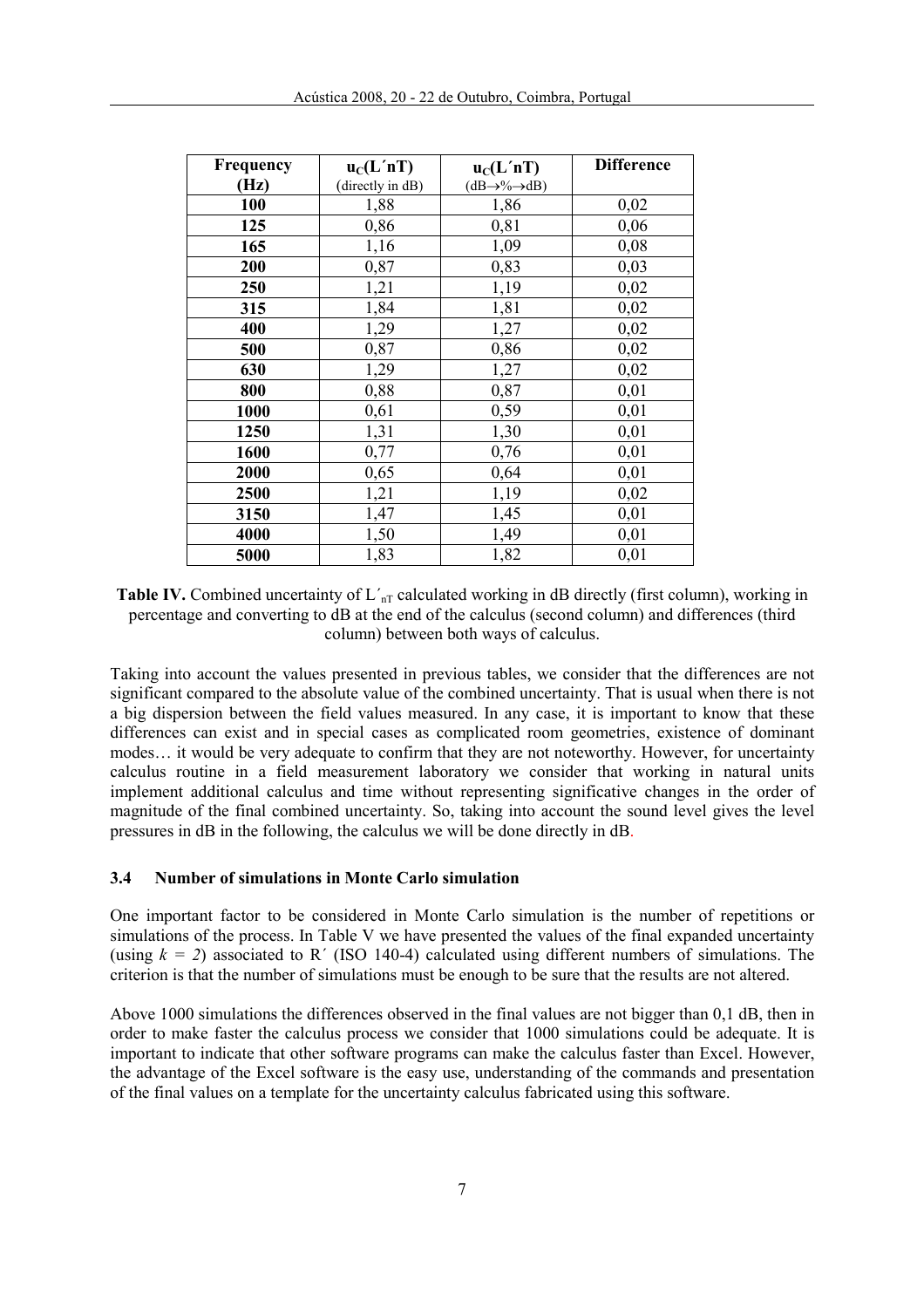| **Frequency (Hz)** | $\mathbf{u_C(L'nT)}$ (directly in dB) | $\mathbf{u_C(L'nT)}$ (dB→%→dB) | **Difference** |
|---|---|---|---|
| **100** | 1,88 | 1,86 | 0,02 |
| **125** | 0,86 | 0,81 | 0,06 |
| **165** | 1,16 | 1,09 | 0,08 |
| **200** | 0,87 | 0,83 | 0,03 |
| **250** | 1,21 | 1,19 | 0,02 |
| **315** | 1,84 | 1,81 | 0,02 |
| **400** | 1,29 | 1,27 | 0,02 |
| **500** | 0,87 | 0,86 | 0,02 |
| **630** | 1,29 | 1,27 | 0,02 |
| **800** | 0,88 | 0,87 | 0,01 |
| **1000** | 0,61 | 0,59 | 0,01 |
| **1250** | 1,31 | 1,30 | 0,01 |
| **1600** | 0,77 | 0,76 | 0,01 |
| **2000** | 0,65 | 0,64 | 0,01 |
| **2500** | 1,21 | 1,19 | 0,02 |
| **3150** | 1,47 | 1,45 | 0,01 |
| **4000** | 1,50 | 1,49 | 0,01 |
| **5000** | 1,83 | 1,82 | 0,01 |

**Table IV.** Combined uncertainty of $L'_{nT}$ calculated working in dB directly (first column), working in percentage and converting to dB at the end of the calculus (second column) and differences (third column) between both ways of calculus.

Taking into account the values presented in previous tables, we consider that the differences are not significant compared to the absolute value of the combined uncertainty. That is usual when there is not a big dispersion between the field values measured. In any case, it is important to know that these differences can exist and in special cases as complicated room geometries, existence of dominant modes… it would be very adequate to confirm that they are not noteworthy. However, for uncertainty calculus routine in a field measurement laboratory we consider that working in natural units implement additional calculus and time without representing significative changes in the order of magnitude of the final combined uncertainty. So, taking into account the sound level gives the level pressures in dB in the following, the calculus we will be done directly in dB.

### 3.4 Number of simulations in Monte Carlo simulation

One important factor to be considered in Monte Carlo simulation is the number of repetitions or simulations of the process. In Table V we have presented the values of the final expanded uncertainty (using $k = 2$) associated to R´ (ISO 140-4) calculated using different numbers of simulations. The criterion is that the number of simulations must be enough to be sure that the results are not altered.

Above 1000 simulations the differences observed in the final values are not bigger than 0,1 dB, then in order to make faster the calculus process we consider that 1000 simulations could be adequate. It is important to indicate that other software programs can make the calculus faster than Excel. However, the advantage of the Excel software is the easy use, understanding of the commands and presentation of the final values on a template for the uncertainty calculus fabricated using this software.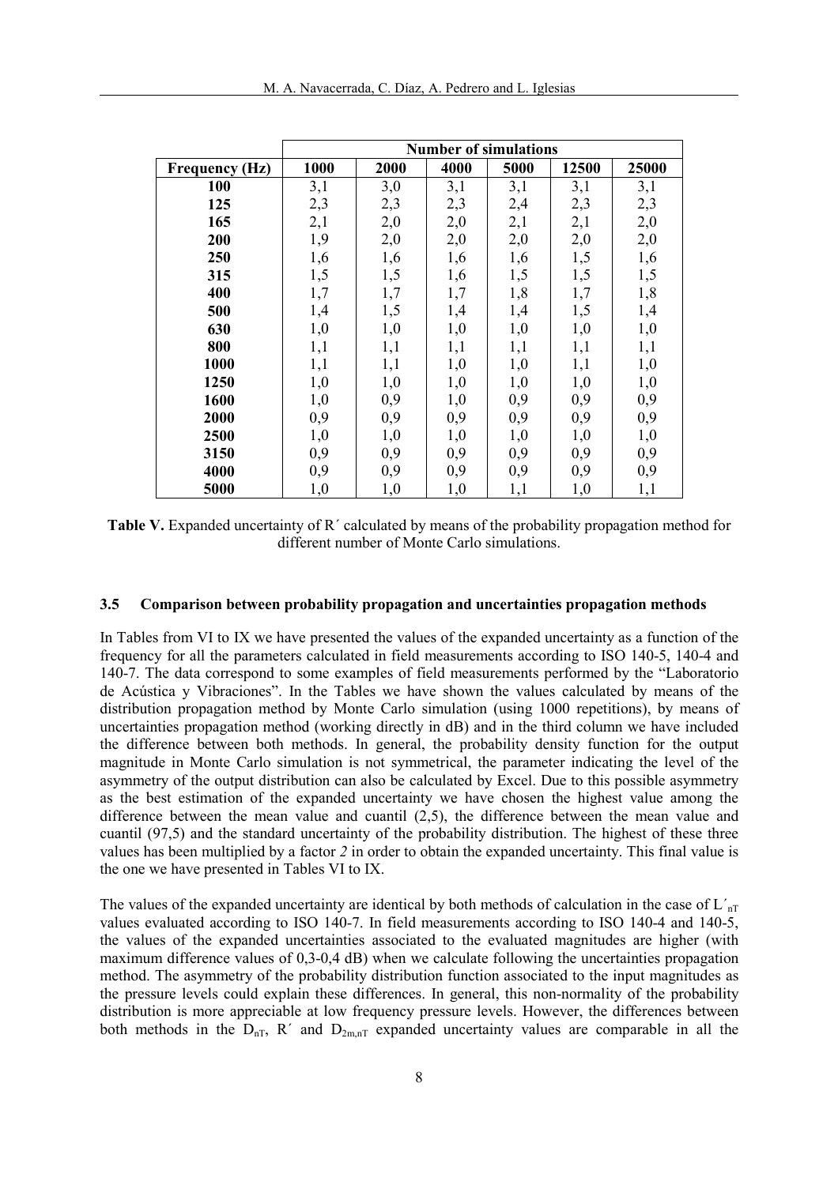| | Number of simulations | | | | | |
|---|---|---|---|---|---|---|
| **Frequency (Hz)** | **1000** | **2000** | **4000** | **5000** | **12500** | **25000** |
| **100** | 3,1 | 3,0 | 3,1 | 3,1 | 3,1 | 3,1 |
| **125** | 2,3 | 2,3 | 2,3 | 2,4 | 2,3 | 2,3 |
| **165** | 2,1 | 2,0 | 2,0 | 2,1 | 2,1 | 2,0 |
| **200** | 1,9 | 2,0 | 2,0 | 2,0 | 2,0 | 2,0 |
| **250** | 1,6 | 1,6 | 1,6 | 1,6 | 1,5 | 1,6 |
| **315** | 1,5 | 1,5 | 1,6 | 1,5 | 1,5 | 1,5 |
| **400** | 1,7 | 1,7 | 1,7 | 1,8 | 1,7 | 1,8 |
| **500** | 1,4 | 1,5 | 1,4 | 1,4 | 1,5 | 1,4 |
| **630** | 1,0 | 1,0 | 1,0 | 1,0 | 1,0 | 1,0 |
| **800** | 1,1 | 1,1 | 1,1 | 1,1 | 1,1 | 1,1 |
| **1000** | 1,1 | 1,1 | 1,0 | 1,0 | 1,1 | 1,0 |
| **1250** | 1,0 | 1,0 | 1,0 | 1,0 | 1,0 | 1,0 |
| **1600** | 1,0 | 0,9 | 1,0 | 0,9 | 0,9 | 0,9 |
| **2000** | 0,9 | 0,9 | 0,9 | 0,9 | 0,9 | 0,9 |
| **2500** | 1,0 | 1,0 | 1,0 | 1,0 | 1,0 | 1,0 |
| **3150** | 0,9 | 0,9 | 0,9 | 0,9 | 0,9 | 0,9 |
| **4000** | 0,9 | 0,9 | 0,9 | 0,9 | 0,9 | 0,9 |
| **5000** | 1,0 | 1,0 | 1,0 | 1,1 | 1,0 | 1,1 |

**Table V.** Expanded uncertainty of R´ calculated by means of the probability propagation method for different number of Monte Carlo simulations.

### 3.5 Comparison between probability propagation and uncertainties propagation methods

In Tables from VI to IX we have presented the values of the expanded uncertainty as a function of the frequency for all the parameters calculated in field measurements according to ISO 140-5, 140-4 and 140-7. The data correspond to some examples of field measurements performed by the "Laboratorio de Acústica y Vibraciones". In the Tables we have shown the values calculated by means of the distribution propagation method by Monte Carlo simulation (using 1000 repetitions), by means of uncertainties propagation method (working directly in dB) and in the third column we have included the difference between both methods. In general, the probability density function for the output magnitude in Monte Carlo simulation is not symmetrical, the parameter indicating the level of the asymmetry of the output distribution can also be calculated by Excel. Due to this possible asymmetry as the best estimation of the expanded uncertainty we have chosen the highest value among the difference between the mean value and cuantil (2,5), the difference between the mean value and cuantil (97,5) and the standard uncertainty of the probability distribution. The highest of these three values has been multiplied by a factor *2* in order to obtain the expanded uncertainty. This final value is the one we have presented in Tables VI to IX.

The values of the expanded uncertainty are identical by both methods of calculation in the case of $L'_{nT}$ values evaluated according to ISO 140-7. In field measurements according to ISO 140-4 and 140-5, the values of the expanded uncertainties associated to the evaluated magnitudes are higher (with maximum difference values of 0,3-0,4 dB) when we calculate following the uncertainties propagation method. The asymmetry of the probability distribution function associated to the input magnitudes as the pressure levels could explain these differences. In general, this non-normality of the probability distribution is more appreciable at low frequency pressure levels. However, the differences between both methods in the $D_{nT}$, R´ and $D_{2m,nT}$ expanded uncertainty values are comparable in all the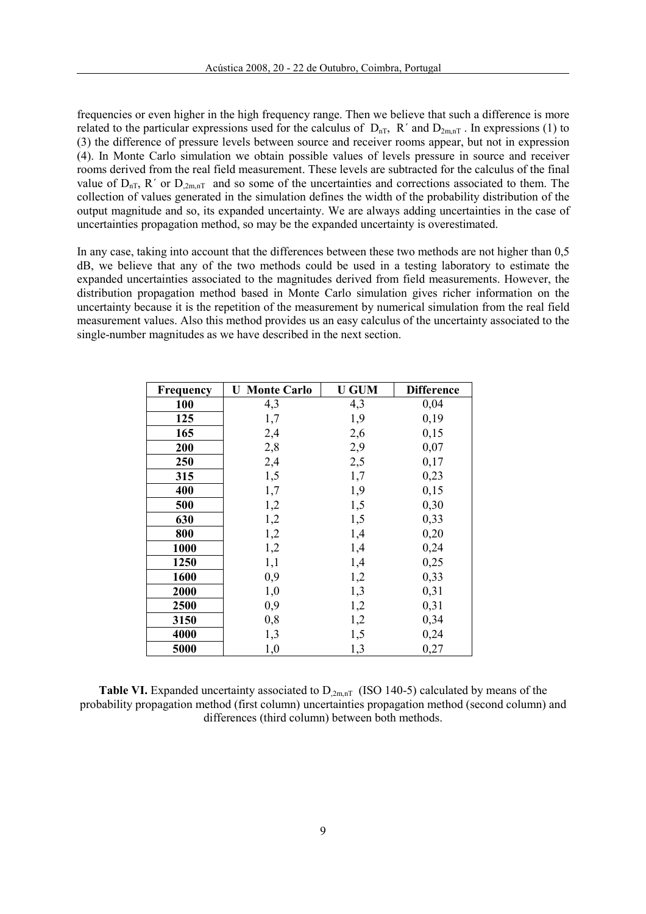frequencies or even higher in the high frequency range. Then we believe that such a difference is more related to the particular expressions used for the calculus of $D_{nT}$, R´ and $D_{2m,nT}$ . In expressions (1) to (3) the difference of pressure levels between source and receiver rooms appear, but not in expression (4). In Monte Carlo simulation we obtain possible values of levels pressure in source and receiver rooms derived from the real field measurement. These levels are subtracted for the calculus of the final value of $D_{nT}$, R´ or $D_{,2m,nT}$ and so some of the uncertainties and corrections associated to them. The collection of values generated in the simulation defines the width of the probability distribution of the output magnitude and so, its expanded uncertainty. We are always adding uncertainties in the case of uncertainties propagation method, so may be the expanded uncertainty is overestimated.

In any case, taking into account that the differences between these two methods are not higher than 0,5 dB, we believe that any of the two methods could be used in a testing laboratory to estimate the expanded uncertainties associated to the magnitudes derived from field measurements. However, the distribution propagation method based in Monte Carlo simulation gives richer information on the uncertainty because it is the repetition of the measurement by numerical simulation from the real field measurement values. Also this method provides us an easy calculus of the uncertainty associated to the single-number magnitudes as we have described in the next section.

| **Frequency** | **U Monte Carlo** | **U GUM** | **Difference** |
|---|---|---|---|
| **100** | 4,3 | 4,3 | 0,04 |
| **125** | 1,7 | 1,9 | 0,19 |
| **165** | 2,4 | 2,6 | 0,15 |
| **200** | 2,8 | 2,9 | 0,07 |
| **250** | 2,4 | 2,5 | 0,17 |
| **315** | 1,5 | 1,7 | 0,23 |
| **400** | 1,7 | 1,9 | 0,15 |
| **500** | 1,2 | 1,5 | 0,30 |
| **630** | 1,2 | 1,5 | 0,33 |
| **800** | 1,2 | 1,4 | 0,20 |
| **1000** | 1,2 | 1,4 | 0,24 |
| **1250** | 1,1 | 1,4 | 0,25 |
| **1600** | 0,9 | 1,2 | 0,33 |
| **2000** | 1,0 | 1,3 | 0,31 |
| **2500** | 0,9 | 1,2 | 0,31 |
| **3150** | 0,8 | 1,2 | 0,34 |
| **4000** | 1,3 | 1,5 | 0,24 |
| **5000** | 1,0 | 1,3 | 0,27 |

**Table VI.** Expanded uncertainty associated to $D_{,2m,nT}$ (ISO 140-5) calculated by means of the probability propagation method (first column) uncertainties propagation method (second column) and differences (third column) between both methods.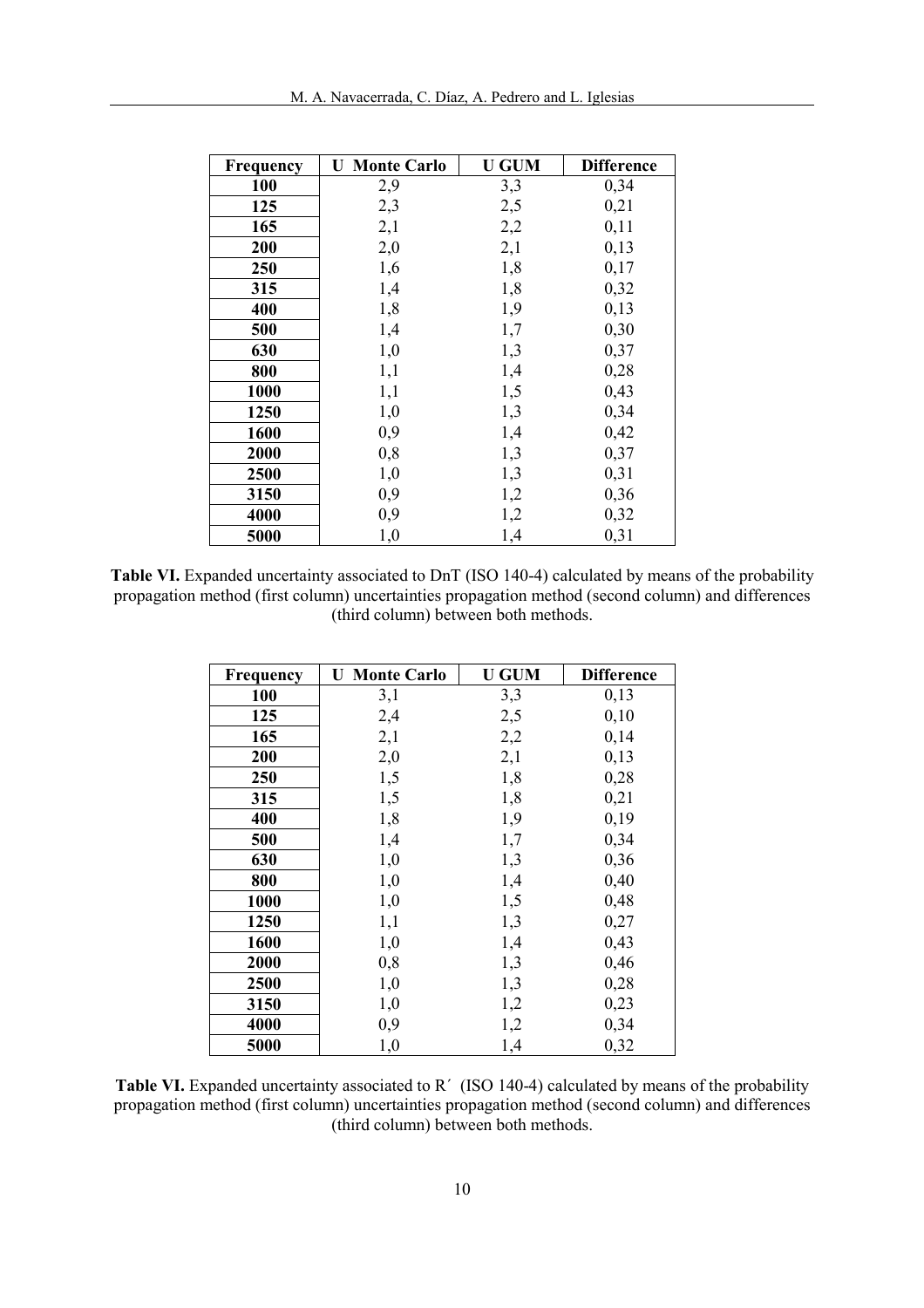| Frequency | U Monte Carlo | U GUM | Difference |
|---|---|---|---|
| **100** | 2,9 | 3,3 | 0,34 |
| **125** | 2,3 | 2,5 | 0,21 |
| **165** | 2,1 | 2,2 | 0,11 |
| **200** | 2,0 | 2,1 | 0,13 |
| **250** | 1,6 | 1,8 | 0,17 |
| **315** | 1,4 | 1,8 | 0,32 |
| **400** | 1,8 | 1,9 | 0,13 |
| **500** | 1,4 | 1,7 | 0,30 |
| **630** | 1,0 | 1,3 | 0,37 |
| **800** | 1,1 | 1,4 | 0,28 |
| **1000** | 1,1 | 1,5 | 0,43 |
| **1250** | 1,0 | 1,3 | 0,34 |
| **1600** | 0,9 | 1,4 | 0,42 |
| **2000** | 0,8 | 1,3 | 0,37 |
| **2500** | 1,0 | 1,3 | 0,31 |
| **3150** | 0,9 | 1,2 | 0,36 |
| **4000** | 0,9 | 1,2 | 0,32 |
| **5000** | 1,0 | 1,4 | 0,31 |

**Table VI.** Expanded uncertainty associated to DnT (ISO 140-4) calculated by means of the probability propagation method (first column) uncertainties propagation method (second column) and differences (third column) between both methods.

| Frequency | U Monte Carlo | U GUM | Difference |
|---|---|---|---|
| **100** | 3,1 | 3,3 | 0,13 |
| **125** | 2,4 | 2,5 | 0,10 |
| **165** | 2,1 | 2,2 | 0,14 |
| **200** | 2,0 | 2,1 | 0,13 |
| **250** | 1,5 | 1,8 | 0,28 |
| **315** | 1,5 | 1,8 | 0,21 |
| **400** | 1,8 | 1,9 | 0,19 |
| **500** | 1,4 | 1,7 | 0,34 |
| **630** | 1,0 | 1,3 | 0,36 |
| **800** | 1,0 | 1,4 | 0,40 |
| **1000** | 1,0 | 1,5 | 0,48 |
| **1250** | 1,1 | 1,3 | 0,27 |
| **1600** | 1,0 | 1,4 | 0,43 |
| **2000** | 0,8 | 1,3 | 0,46 |
| **2500** | 1,0 | 1,3 | 0,28 |
| **3150** | 1,0 | 1,2 | 0,23 |
| **4000** | 0,9 | 1,2 | 0,34 |
| **5000** | 1,0 | 1,4 | 0,32 |

**Table VI.** Expanded uncertainty associated to R´ (ISO 140-4) calculated by means of the probability propagation method (first column) uncertainties propagation method (second column) and differences (third column) between both methods.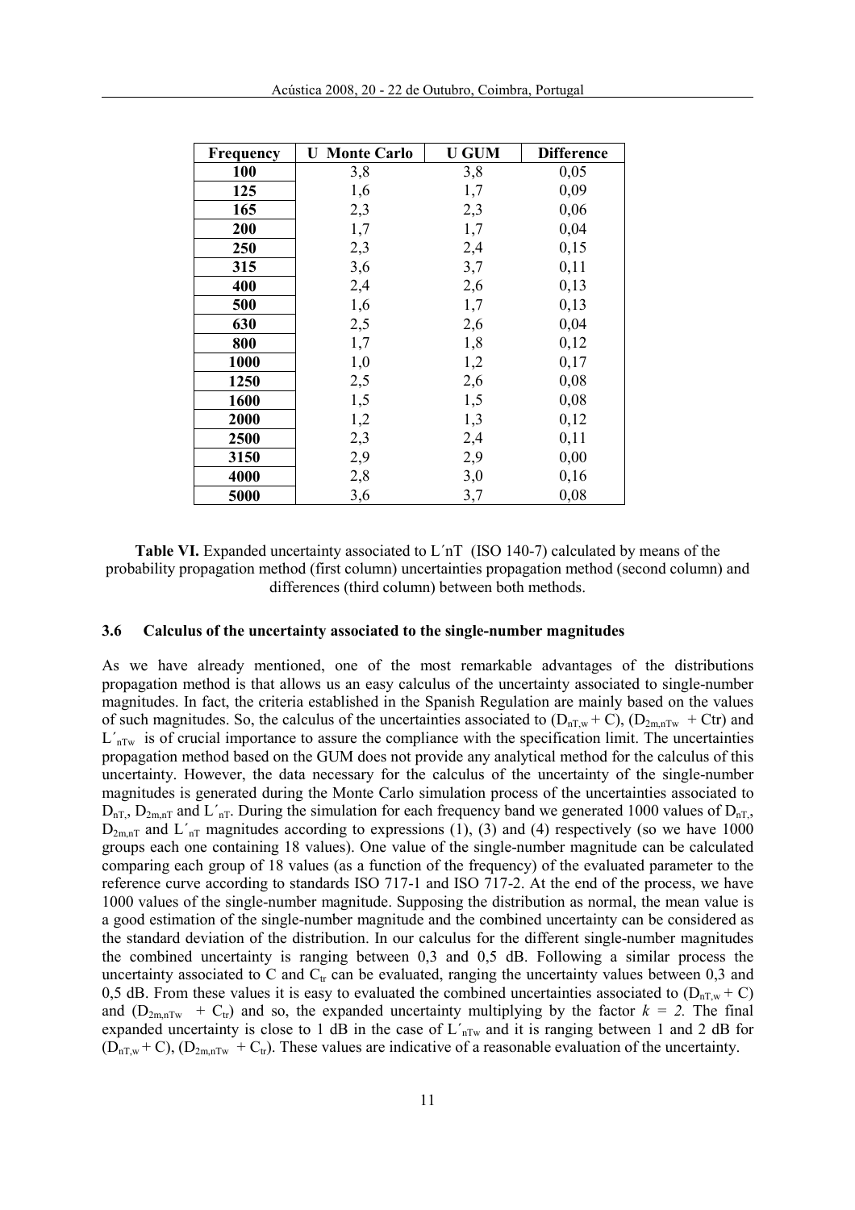| Frequency | U Monte Carlo | U GUM | Difference |
|---|---|---|---|
| **100** | 3,8 | 3,8 | 0,05 |
| **125** | 1,6 | 1,7 | 0,09 |
| **165** | 2,3 | 2,3 | 0,06 |
| **200** | 1,7 | 1,7 | 0,04 |
| **250** | 2,3 | 2,4 | 0,15 |
| **315** | 3,6 | 3,7 | 0,11 |
| **400** | 2,4 | 2,6 | 0,13 |
| **500** | 1,6 | 1,7 | 0,13 |
| **630** | 2,5 | 2,6 | 0,04 |
| **800** | 1,7 | 1,8 | 0,12 |
| **1000** | 1,0 | 1,2 | 0,17 |
| **1250** | 2,5 | 2,6 | 0,08 |
| **1600** | 1,5 | 1,5 | 0,08 |
| **2000** | 1,2 | 1,3 | 0,12 |
| **2500** | 2,3 | 2,4 | 0,11 |
| **3150** | 2,9 | 2,9 | 0,00 |
| **4000** | 2,8 | 3,0 | 0,16 |
| **5000** | 3,6 | 3,7 | 0,08 |

**Table VI.** Expanded uncertainty associated to L´nT (ISO 140-7) calculated by means of the probability propagation method (first column) uncertainties propagation method (second column) and differences (third column) between both methods.

### 3.6 Calculus of the uncertainty associated to the single-number magnitudes

As we have already mentioned, one of the most remarkable advantages of the distributions propagation method is that allows us an easy calculus of the uncertainty associated to single-number magnitudes. In fact, the criteria established in the Spanish Regulation are mainly based on the values of such magnitudes. So, the calculus of the uncertainties associated to ($D_{nT,w}$ + C), ($D_{2m,nTw}$ + Ctr) and $L'_{nTw}$ is of crucial importance to assure the compliance with the specification limit. The uncertainties propagation method based on the GUM does not provide any analytical method for the calculus of this uncertainty. However, the data necessary for the calculus of the uncertainty of the single-number magnitudes is generated during the Monte Carlo simulation process of the uncertainties associated to $D_{nT}$, $D_{2m,nT}$ and $L'_{nT}$. During the simulation for each frequency band we generated 1000 values of $D_{nT}$, $D_{2m,nT}$ and $L'_{nT}$ magnitudes according to expressions (1), (3) and (4) respectively (so we have 1000 groups each one containing 18 values). One value of the single-number magnitude can be calculated comparing each group of 18 values (as a function of the frequency) of the evaluated parameter to the reference curve according to standards ISO 717-1 and ISO 717-2. At the end of the process, we have 1000 values of the single-number magnitude. Supposing the distribution as normal, the mean value is a good estimation of the single-number magnitude and the combined uncertainty can be considered as the standard deviation of the distribution. In our calculus for the different single-number magnitudes the combined uncertainty is ranging between 0,3 and 0,5 dB. Following a similar process the uncertainty associated to C and $C_{tr}$ can be evaluated, ranging the uncertainty values between 0,3 and 0,5 dB. From these values it is easy to evaluated the combined uncertainties associated to ($D_{nT,w}$ + C) and ($D_{2m,nTw}$ + $C_{tr}$) and so, the expanded uncertainty multiplying by the factor $k = 2$. The final expanded uncertainty is close to 1 dB in the case of $L'_{nTw}$ and it is ranging between 1 and 2 dB for ($D_{nT,w}$ + C), ($D_{2m,nTw}$ + $C_{tr}$). These values are indicative of a reasonable evaluation of the uncertainty.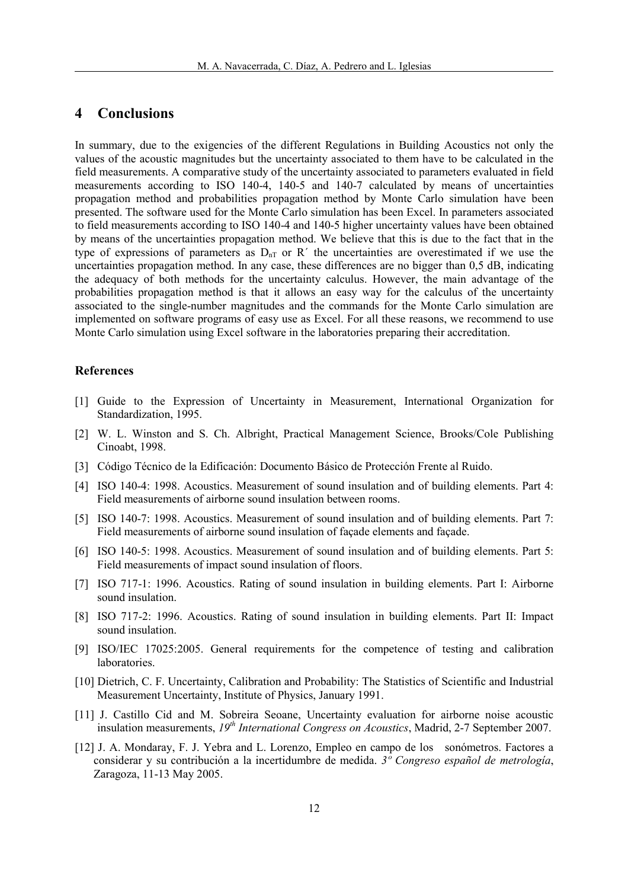## 4 Conclusions

In summary, due to the exigencies of the different Regulations in Building Acoustics not only the values of the acoustic magnitudes but the uncertainty associated to them have to be calculated in the field measurements. A comparative study of the uncertainty associated to parameters evaluated in field measurements according to ISO 140-4, 140-5 and 140-7 calculated by means of uncertainties propagation method and probabilities propagation method by Monte Carlo simulation have been presented. The software used for the Monte Carlo simulation has been Excel. In parameters associated to field measurements according to ISO 140-4 and 140-5 higher uncertainty values have been obtained by means of the uncertainties propagation method. We believe that this is due to the fact that in the type of expressions of parameters as $D_{nT}$ or R´ the uncertainties are overestimated if we use the uncertainties propagation method. In any case, these differences are no bigger than 0,5 dB, indicating the adequacy of both methods for the uncertainty calculus. However, the main advantage of the probabilities propagation method is that it allows an easy way for the calculus of the uncertainty associated to the single-number magnitudes and the commands for the Monte Carlo simulation are implemented on software programs of easy use as Excel. For all these reasons, we recommend to use Monte Carlo simulation using Excel software in the laboratories preparing their accreditation.

### References

[1] Guide to the Expression of Uncertainty in Measurement, International Organization for Standardization, 1995.

[2] W. L. Winston and S. Ch. Albright, Practical Management Science, Brooks/Cole Publishing Cinoabt, 1998.

[3] Código Técnico de la Edificación: Documento Básico de Protección Frente al Ruido.

[4] ISO 140-4: 1998. Acoustics. Measurement of sound insulation and of building elements. Part 4: Field measurements of airborne sound insulation between rooms.

[5] ISO 140-7: 1998. Acoustics. Measurement of sound insulation and of building elements. Part 7: Field measurements of airborne sound insulation of façade elements and façade.

[6] ISO 140-5: 1998. Acoustics. Measurement of sound insulation and of building elements. Part 5: Field measurements of impact sound insulation of floors.

[7] ISO 717-1: 1996. Acoustics. Rating of sound insulation in building elements. Part I: Airborne sound insulation.

[8] ISO 717-2: 1996. Acoustics. Rating of sound insulation in building elements. Part II: Impact sound insulation.

[9] ISO/IEC 17025:2005. General requirements for the competence of testing and calibration laboratories.

[10] Dietrich, C. F. Uncertainty, Calibration and Probability: The Statistics of Scientific and Industrial Measurement Uncertainty, Institute of Physics, January 1991.

[11] J. Castillo Cid and M. Sobreira Seoane, Uncertainty evaluation for airborne noise acoustic insulation measurements, *19th International Congress on Acoustics*, Madrid, 2-7 September 2007.

[12] J. A. Mondaray, F. J. Yebra and L. Lorenzo, Empleo en campo de los sonómetros. Factores a considerar y su contribución a la incertidumbre de medida. *3º Congreso español de metrología*, Zaragoza, 11-13 May 2005.